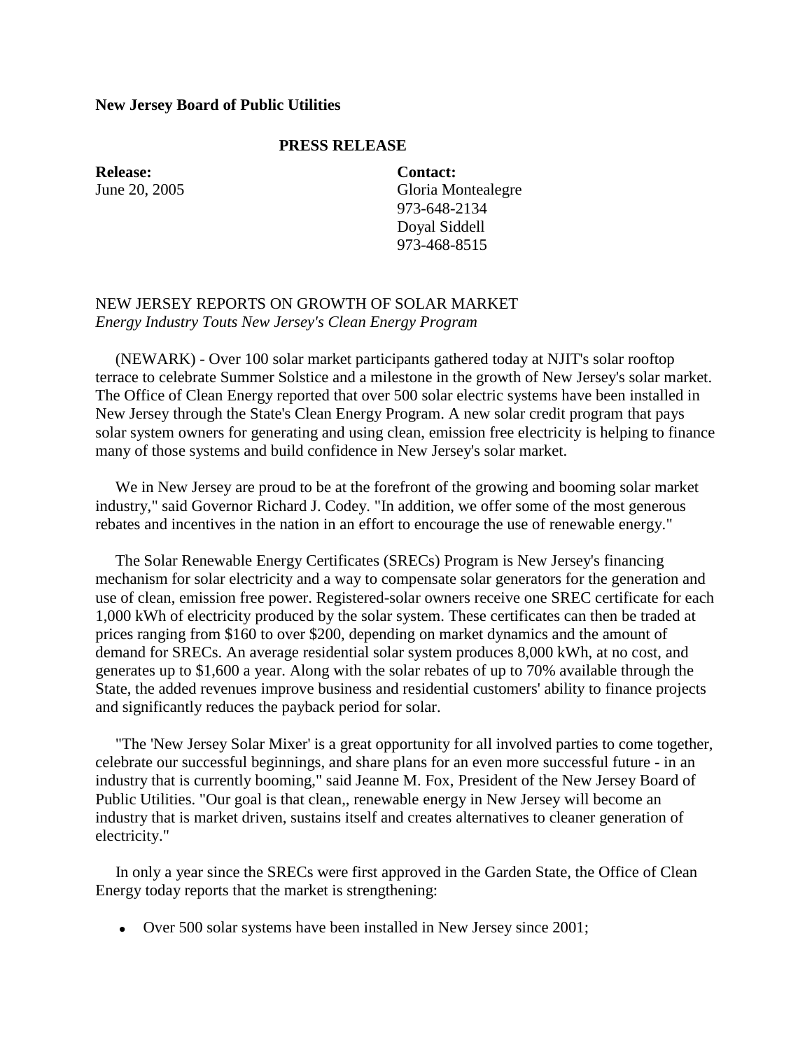**New Jersey Board of Public Utilities**

**PRESS RELEASE**

| **Release:** | **Contact:** |
| --- | --- |
| June 20, 2005 | Gloria Montealegre |
| | 973-648-2134 |
| | Doyal Siddell |
| | 973-468-8515 |

NEW JERSEY REPORTS ON GROWTH OF SOLAR MARKET
*Energy Industry Touts New Jersey's Clean Energy Program*

(NEWARK) - Over 100 solar market participants gathered today at NJIT's solar rooftop terrace to celebrate Summer Solstice and a milestone in the growth of New Jersey's solar market. The Office of Clean Energy reported that over 500 solar electric systems have been installed in New Jersey through the State's Clean Energy Program. A new solar credit program that pays solar system owners for generating and using clean, emission free electricity is helping to finance many of those systems and build confidence in New Jersey's solar market.

We in New Jersey are proud to be at the forefront of the growing and booming solar market industry," said Governor Richard J. Codey. "In addition, we offer some of the most generous rebates and incentives in the nation in an effort to encourage the use of renewable energy."

The Solar Renewable Energy Certificates (SRECs) Program is New Jersey's financing mechanism for solar electricity and a way to compensate solar generators for the generation and use of clean, emission free power. Registered-solar owners receive one SREC certificate for each 1,000 kWh of electricity produced by the solar system. These certificates can then be traded at prices ranging from $160 to over $200, depending on market dynamics and the amount of demand for SRECs. An average residential solar system produces 8,000 kWh, at no cost, and generates up to $1,600 a year. Along with the solar rebates of up to 70% available through the State, the added revenues improve business and residential customers' ability to finance projects and significantly reduces the payback period for solar.

"The 'New Jersey Solar Mixer' is a great opportunity for all involved parties to come together, celebrate our successful beginnings, and share plans for an even more successful future - in an industry that is currently booming," said Jeanne M. Fox, President of the New Jersey Board of Public Utilities. "Our goal is that clean,, renewable energy in New Jersey will become an industry that is market driven, sustains itself and creates alternatives to cleaner generation of electricity."

In only a year since the SRECs were first approved in the Garden State, the Office of Clean Energy today reports that the market is strengthening:

- Over 500 solar systems have been installed in New Jersey since 2001;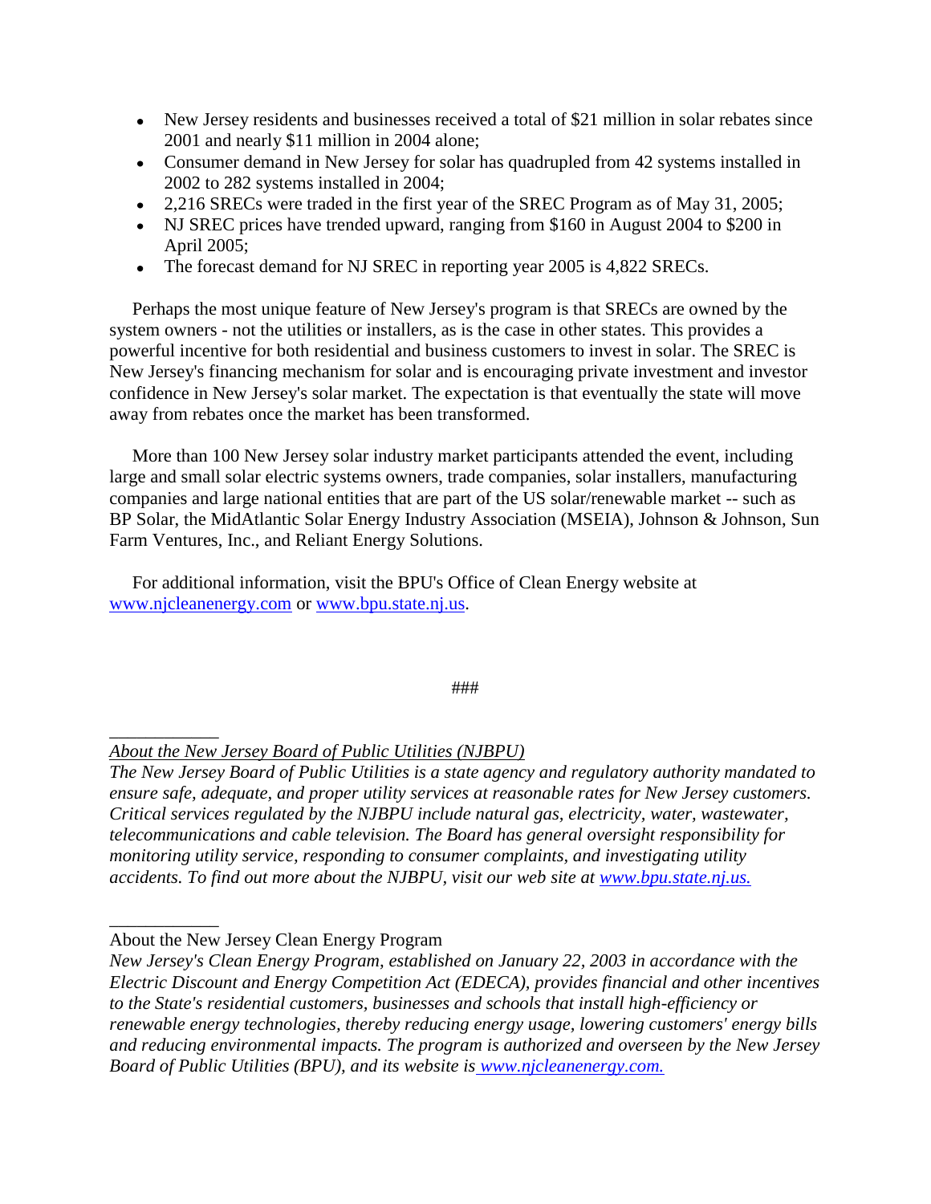- New Jersey residents and businesses received a total of $21 million in solar rebates since 2001 and nearly $11 million in 2004 alone;
- Consumer demand in New Jersey for solar has quadrupled from 42 systems installed in 2002 to 282 systems installed in 2004;
- 2,216 SRECs were traded in the first year of the SREC Program as of May 31, 2005;
- NJ SREC prices have trended upward, ranging from $160 in August 2004 to $200 in April 2005;
- The forecast demand for NJ SREC in reporting year 2005 is 4,822 SRECs.

Perhaps the most unique feature of New Jersey's program is that SRECs are owned by the system owners - not the utilities or installers, as is the case in other states. This provides a powerful incentive for both residential and business customers to invest in solar. The SREC is New Jersey's financing mechanism for solar and is encouraging private investment and investor confidence in New Jersey's solar market. The expectation is that eventually the state will move away from rebates once the market has been transformed.

More than 100 New Jersey solar industry market participants attended the event, including large and small solar electric systems owners, trade companies, solar installers, manufacturing companies and large national entities that are part of the US solar/renewable market -- such as BP Solar, the MidAtlantic Solar Energy Industry Association (MSEIA), Johnson & Johnson, Sun Farm Ventures, Inc., and Reliant Energy Solutions.

For additional information, visit the BPU's Office of Clean Energy website at www.njcleanenergy.com or www.bpu.state.nj.us.

###

---

*About the New Jersey Board of Public Utilities (NJBPU)*
*The New Jersey Board of Public Utilities is a state agency and regulatory authority mandated to ensure safe, adequate, and proper utility services at reasonable rates for New Jersey customers. Critical services regulated by the NJBPU include natural gas, electricity, water, wastewater, telecommunications and cable television. The Board has general oversight responsibility for monitoring utility service, responding to consumer complaints, and investigating utility accidents. To find out more about the NJBPU, visit our web site at www.bpu.state.nj.us.*

---

About the New Jersey Clean Energy Program
*New Jersey's Clean Energy Program, established on January 22, 2003 in accordance with the Electric Discount and Energy Competition Act (EDECA), provides financial and other incentives to the State's residential customers, businesses and schools that install high-efficiency or renewable energy technologies, thereby reducing energy usage, lowering customers' energy bills and reducing environmental impacts. The program is authorized and overseen by the New Jersey Board of Public Utilities (BPU), and its website is www.njcleanenergy.com.*